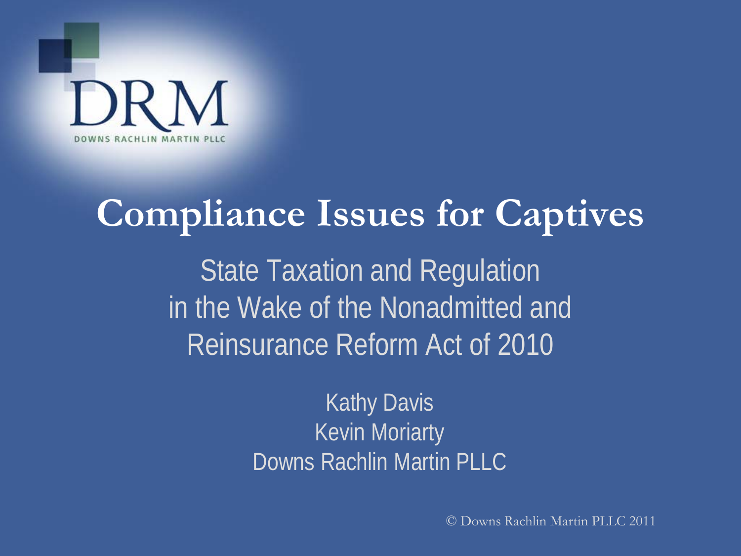DRM

DOWNS RACHLIN MARTIN PLLC

# Compliance Issues for Captives

State Taxation and Regulation in the Wake of the Nonadmitted and Reinsurance Reform Act of 2010

Kathy Davis
Kevin Moriarty
Downs Rachlin Martin PLLC

© Downs Rachlin Martin PLLC 2011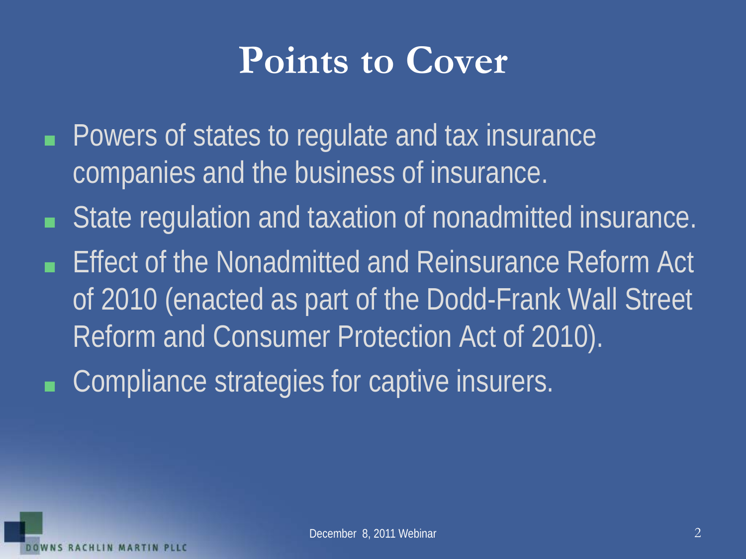# Points to Cover

- Powers of states to regulate and tax insurance companies and the business of insurance.
- State regulation and taxation of nonadmitted insurance.
- Effect of the Nonadmitted and Reinsurance Reform Act of 2010 (enacted as part of the Dodd-Frank Wall Street Reform and Consumer Protection Act of 2010).
- Compliance strategies for captive insurers.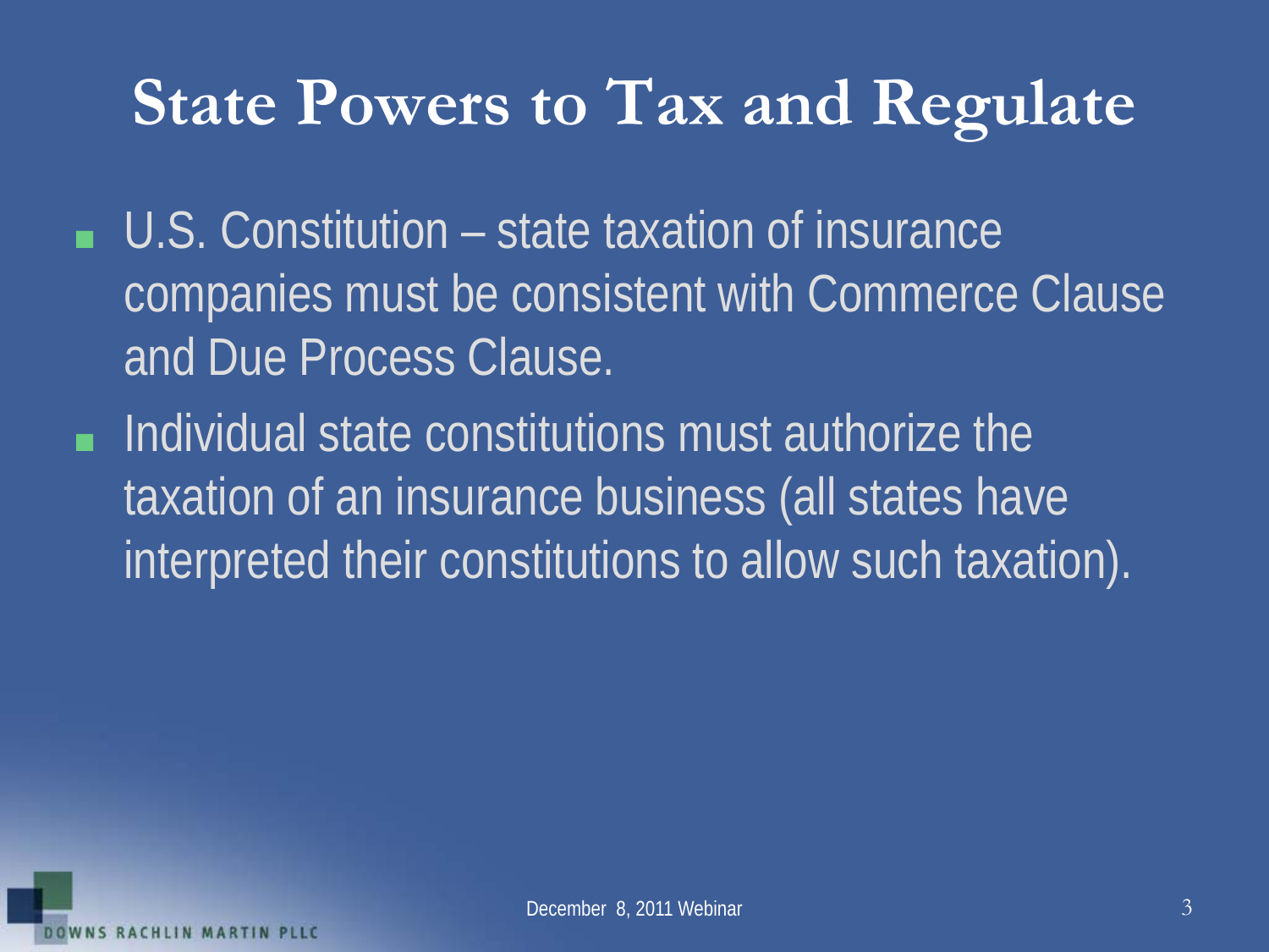# State Powers to Tax and Regulate

- U.S. Constitution – state taxation of insurance companies must be consistent with Commerce Clause and Due Process Clause.
- Individual state constitutions must authorize the taxation of an insurance business (all states have interpreted their constitutions to allow such taxation).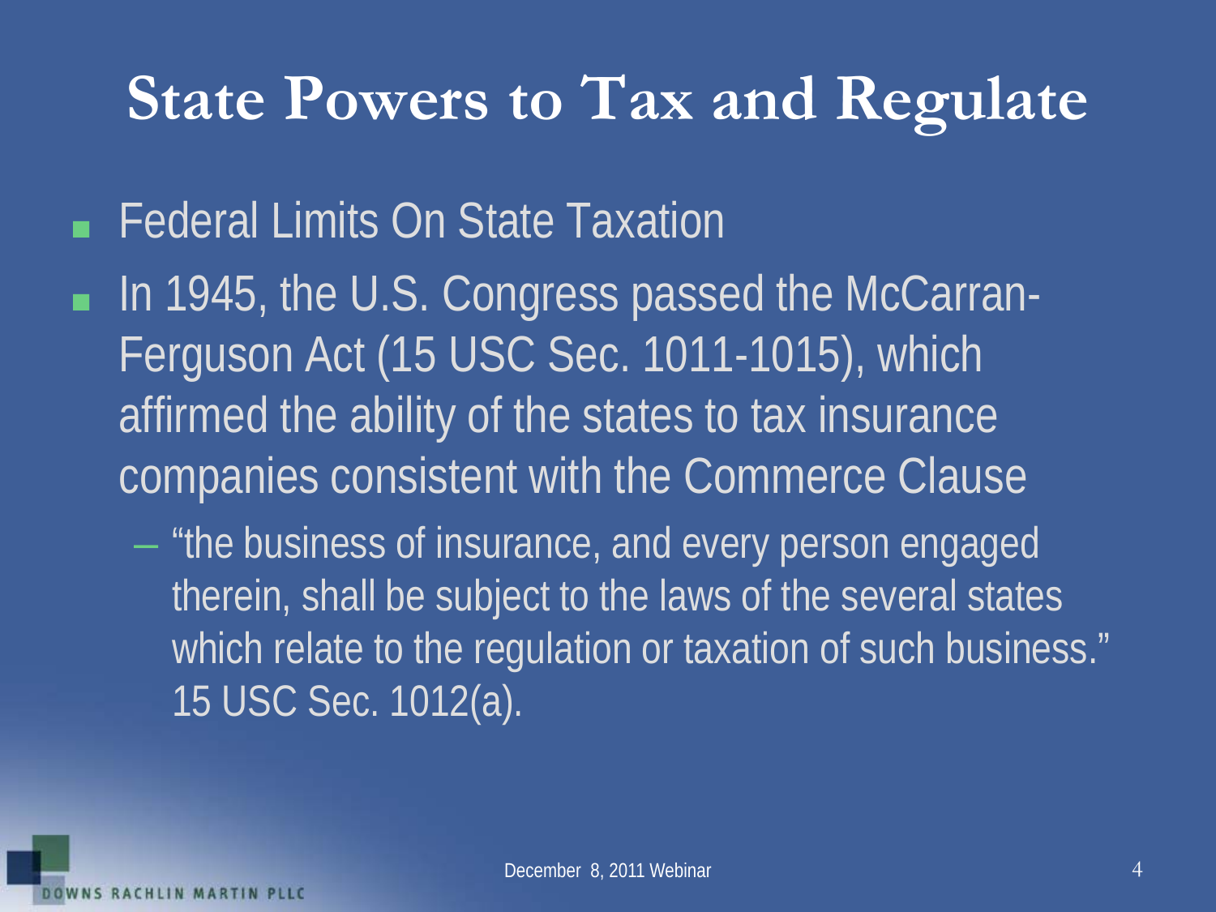# State Powers to Tax and Regulate

- Federal Limits On State Taxation
- In 1945, the U.S. Congress passed the McCarran-Ferguson Act (15 USC Sec. 1011-1015), which affirmed the ability of the states to tax insurance companies consistent with the Commerce Clause
  - "the business of insurance, and every person engaged therein, shall be subject to the laws of the several states which relate to the regulation or taxation of such business." 15 USC Sec. 1012(a).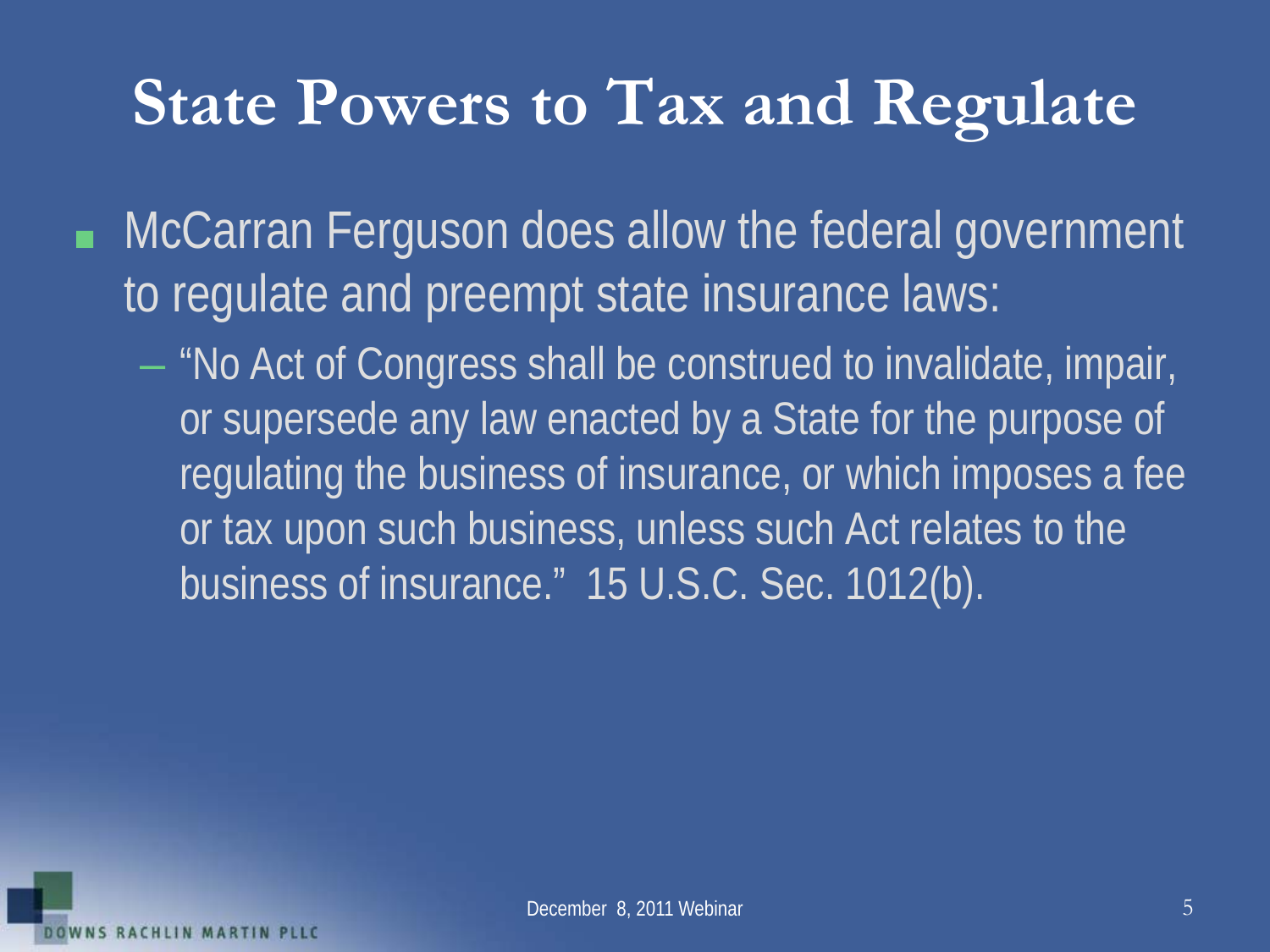# State Powers to Tax and Regulate

- McCarran Ferguson does allow the federal government to regulate and preempt state insurance laws:
  - "No Act of Congress shall be construed to invalidate, impair, or supersede any law enacted by a State for the purpose of regulating the business of insurance, or which imposes a fee or tax upon such business, unless such Act relates to the business of insurance." 15 U.S.C. Sec. 1012(b).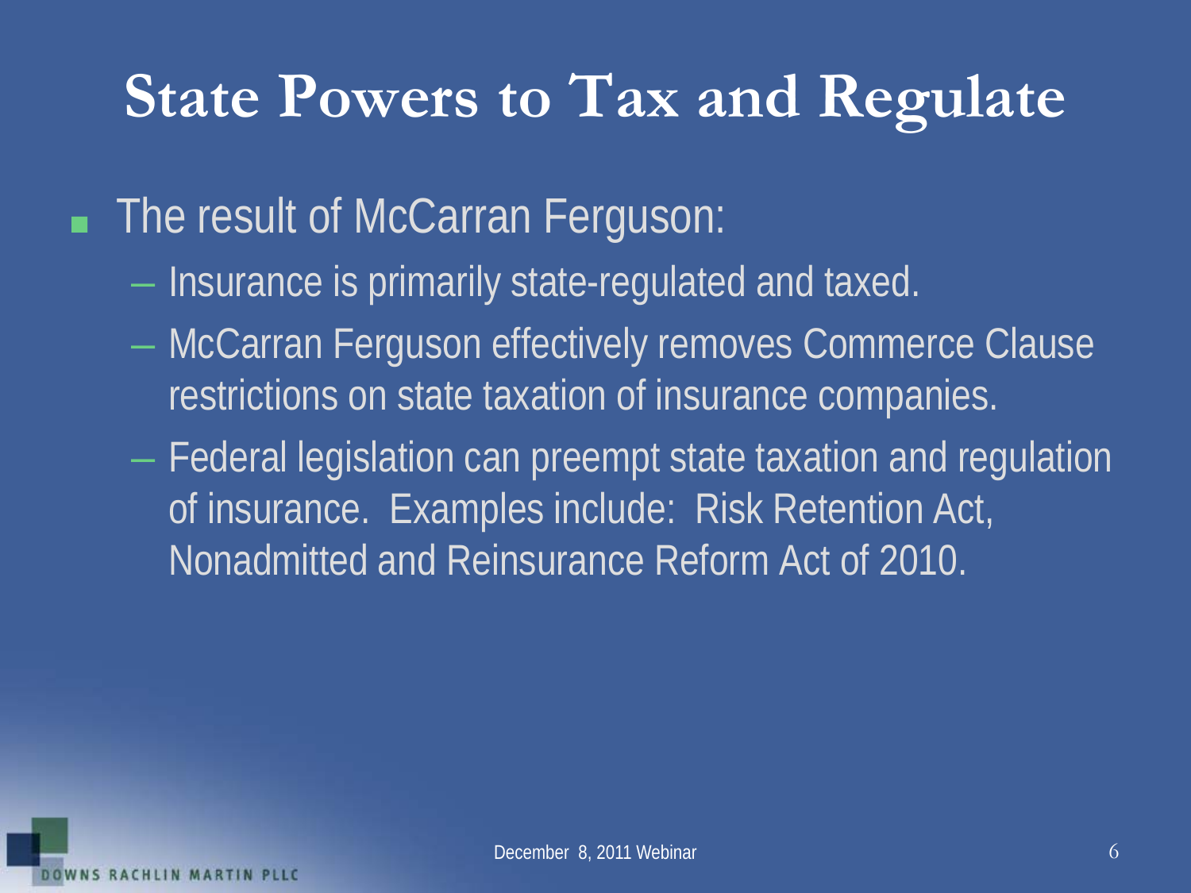# State Powers to Tax and Regulate

- The result of McCarran Ferguson:
  - Insurance is primarily state-regulated and taxed.
  - McCarran Ferguson effectively removes Commerce Clause restrictions on state taxation of insurance companies.
  - Federal legislation can preempt state taxation and regulation of insurance. Examples include: Risk Retention Act, Nonadmitted and Reinsurance Reform Act of 2010.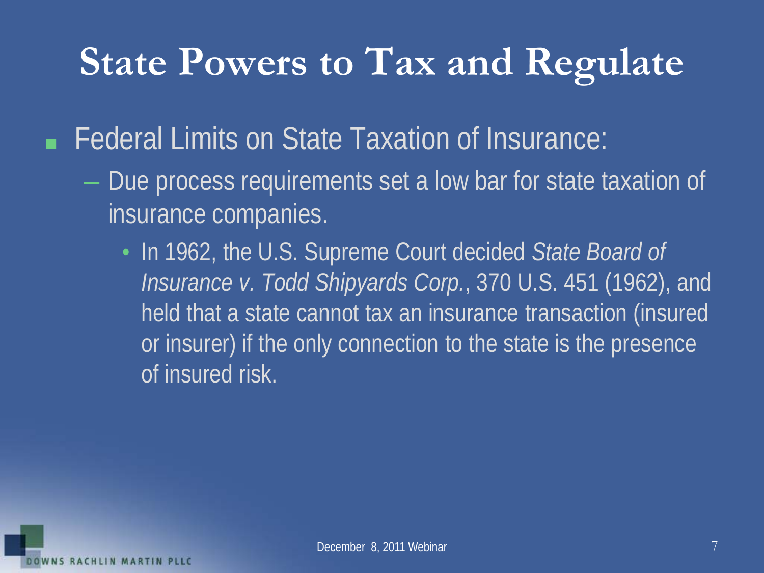# State Powers to Tax and Regulate

- Federal Limits on State Taxation of Insurance:
  - Due process requirements set a low bar for state taxation of insurance companies.
    - In 1962, the U.S. Supreme Court decided *State Board of Insurance v. Todd Shipyards Corp.*, 370 U.S. 451 (1962), and held that a state cannot tax an insurance transaction (insured or insurer) if the only connection to the state is the presence of insured risk.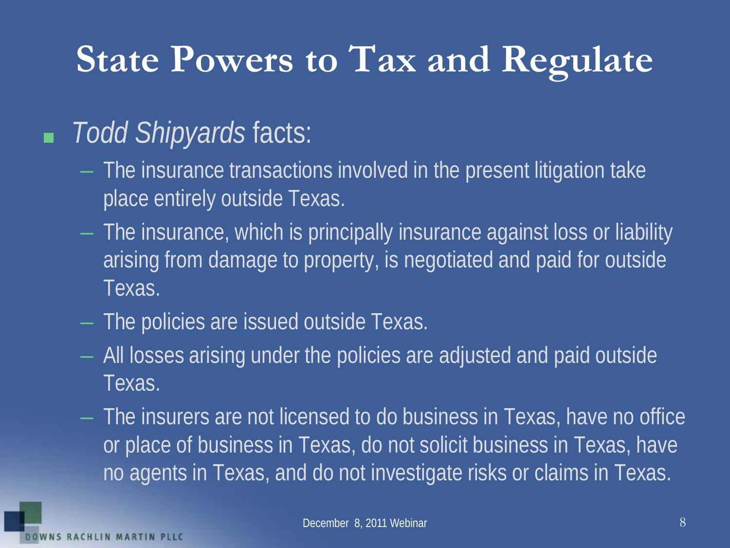# State Powers to Tax and Regulate

- *Todd Shipyards* facts:
  - The insurance transactions involved in the present litigation take place entirely outside Texas.
  - The insurance, which is principally insurance against loss or liability arising from damage to property, is negotiated and paid for outside Texas.
  - The policies are issued outside Texas.
  - All losses arising under the policies are adjusted and paid outside Texas.
  - The insurers are not licensed to do business in Texas, have no office or place of business in Texas, do not solicit business in Texas, have no agents in Texas, and do not investigate risks or claims in Texas.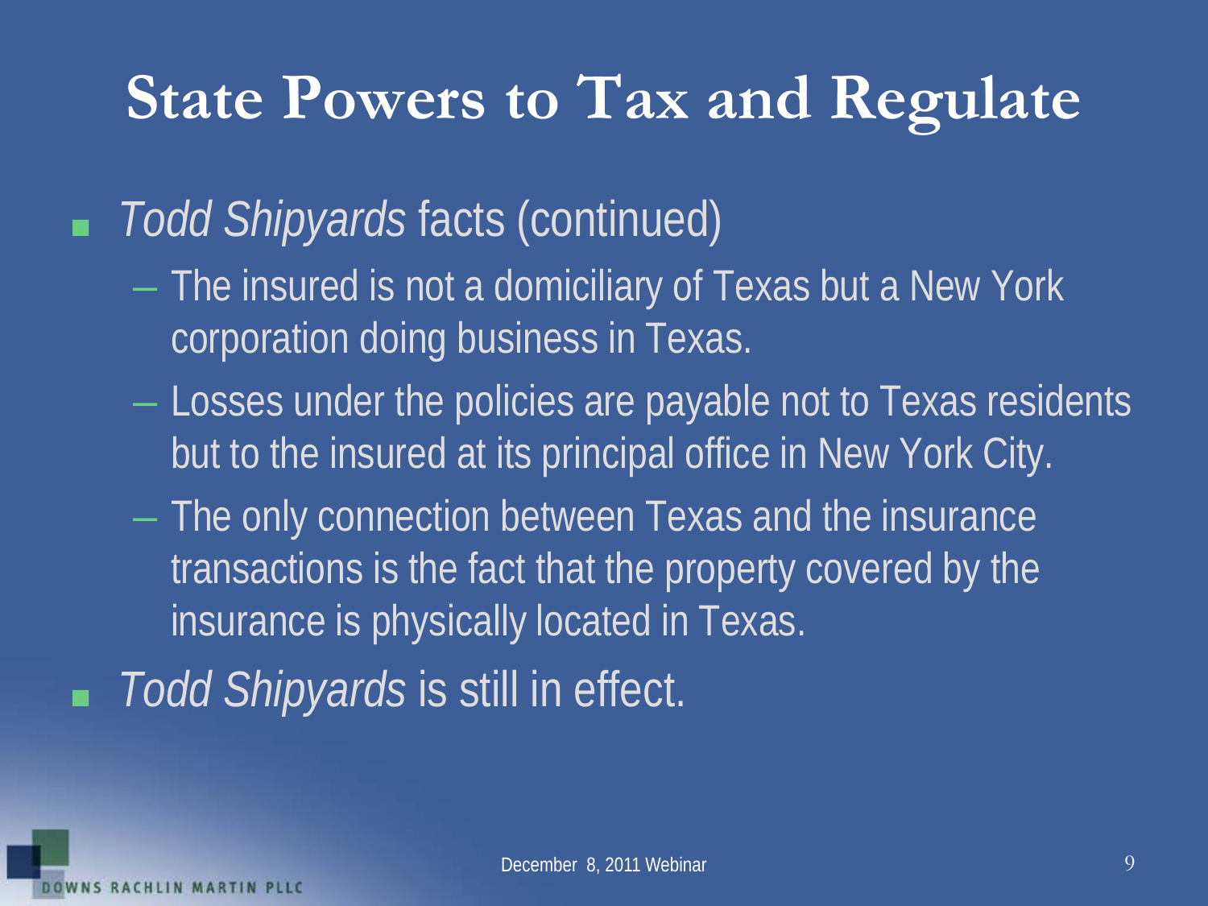# State Powers to Tax and Regulate

- *Todd Shipyards* facts (continued)
  - The insured is not a domiciliary of Texas but a New York corporation doing business in Texas.
  - Losses under the policies are payable not to Texas residents but to the insured at its principal office in New York City.
  - The only connection between Texas and the insurance transactions is the fact that the property covered by the insurance is physically located in Texas.
- *Todd Shipyards* is still in effect.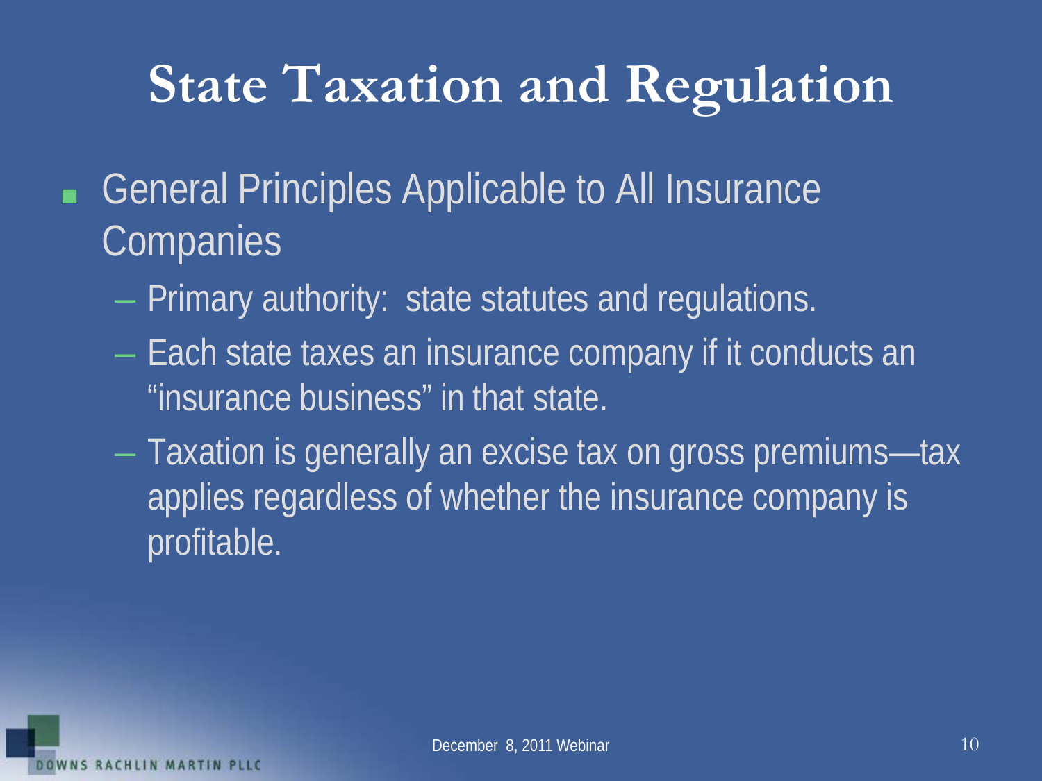# State Taxation and Regulation

- General Principles Applicable to All Insurance Companies
  - Primary authority: state statutes and regulations.
  - Each state taxes an insurance company if it conducts an "insurance business" in that state.
  - Taxation is generally an excise tax on gross premiums—tax applies regardless of whether the insurance company is profitable.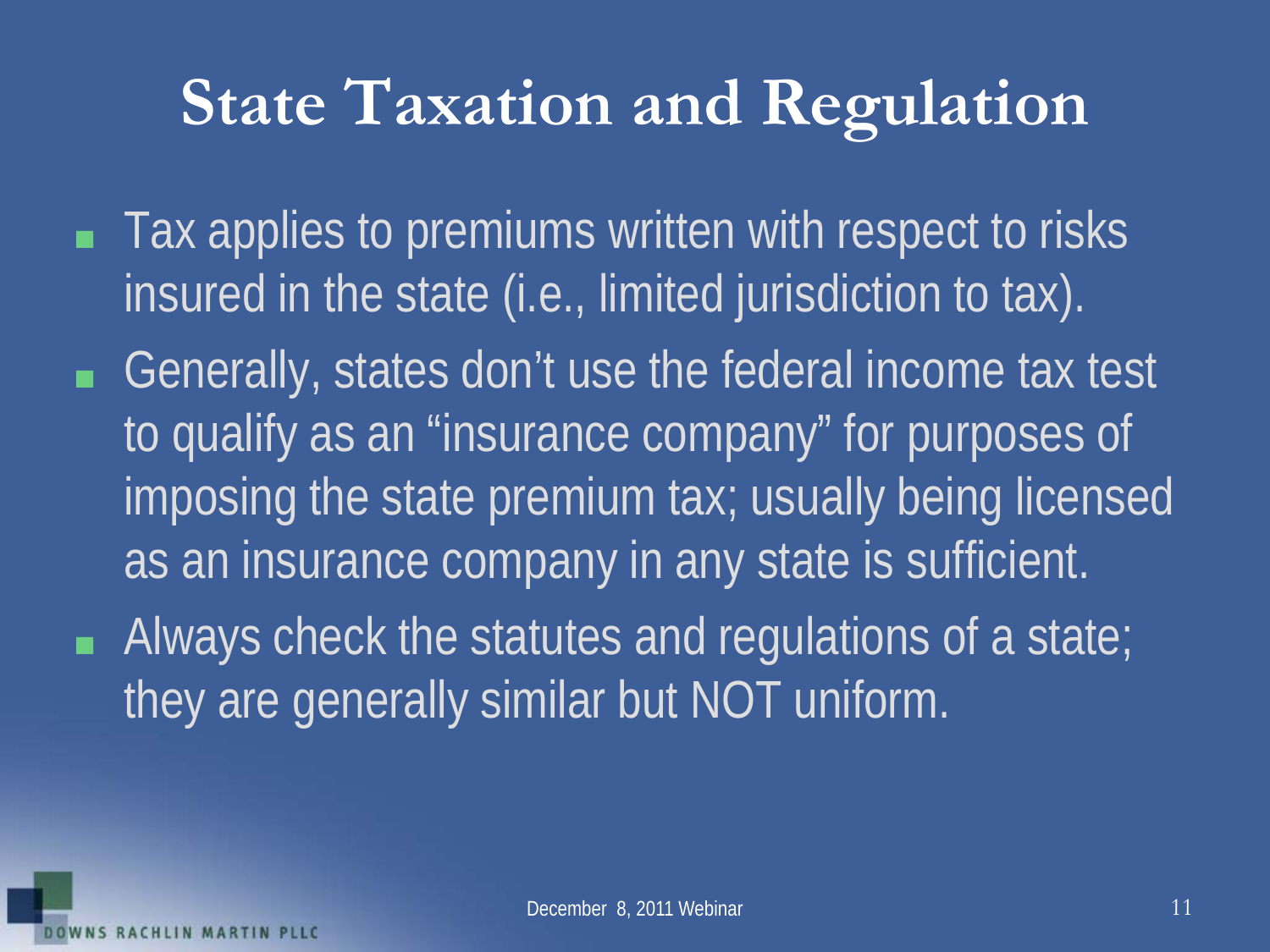# State Taxation and Regulation

- Tax applies to premiums written with respect to risks insured in the state (i.e., limited jurisdiction to tax).
- Generally, states don't use the federal income tax test to qualify as an "insurance company" for purposes of imposing the state premium tax; usually being licensed as an insurance company in any state is sufficient.
- Always check the statutes and regulations of a state; they are generally similar but NOT uniform.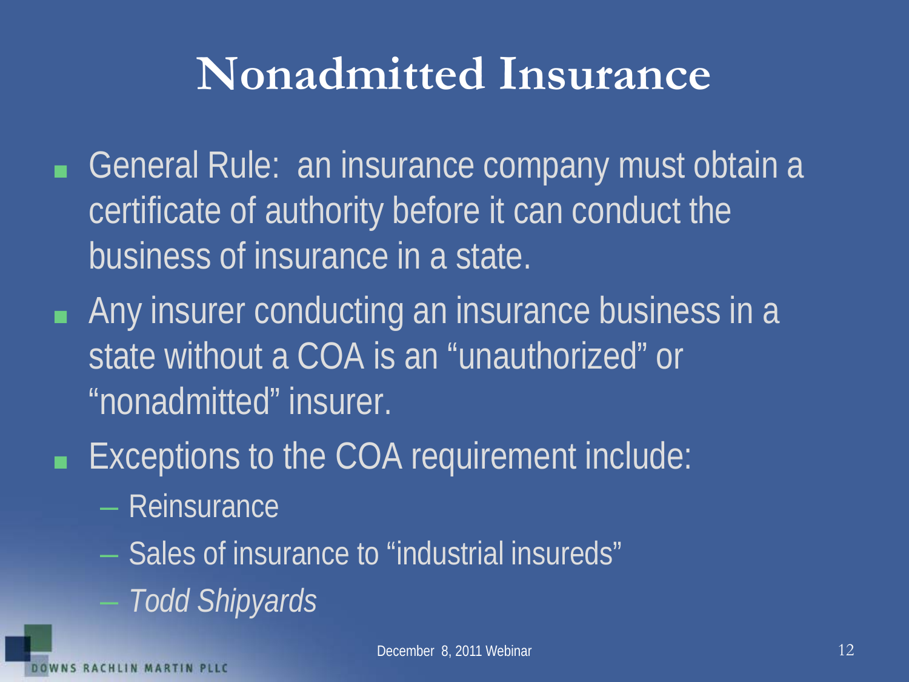# Nonadmitted Insurance

- General Rule: an insurance company must obtain a certificate of authority before it can conduct the business of insurance in a state.
- Any insurer conducting an insurance business in a state without a COA is an “unauthorized” or “nonadmitted” insurer.
- Exceptions to the COA requirement include:
  - Reinsurance
  - Sales of insurance to “industrial insureds”
  - *Todd Shipyards*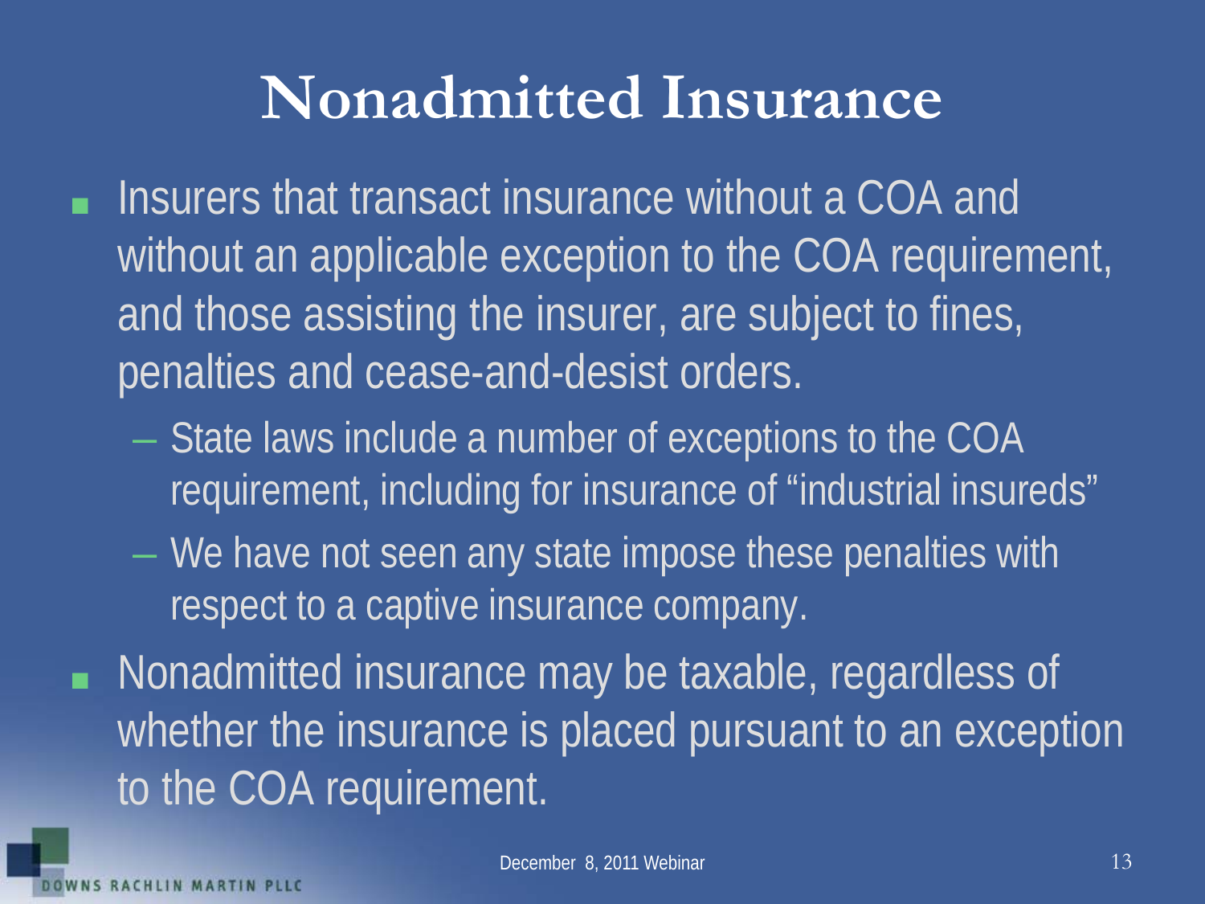# Nonadmitted Insurance

- Insurers that transact insurance without a COA and without an applicable exception to the COA requirement, and those assisting the insurer, are subject to fines, penalties and cease-and-desist orders.
  - State laws include a number of exceptions to the COA requirement, including for insurance of "industrial insureds"
  - We have not seen any state impose these penalties with respect to a captive insurance company.
- Nonadmitted insurance may be taxable, regardless of whether the insurance is placed pursuant to an exception to the COA requirement.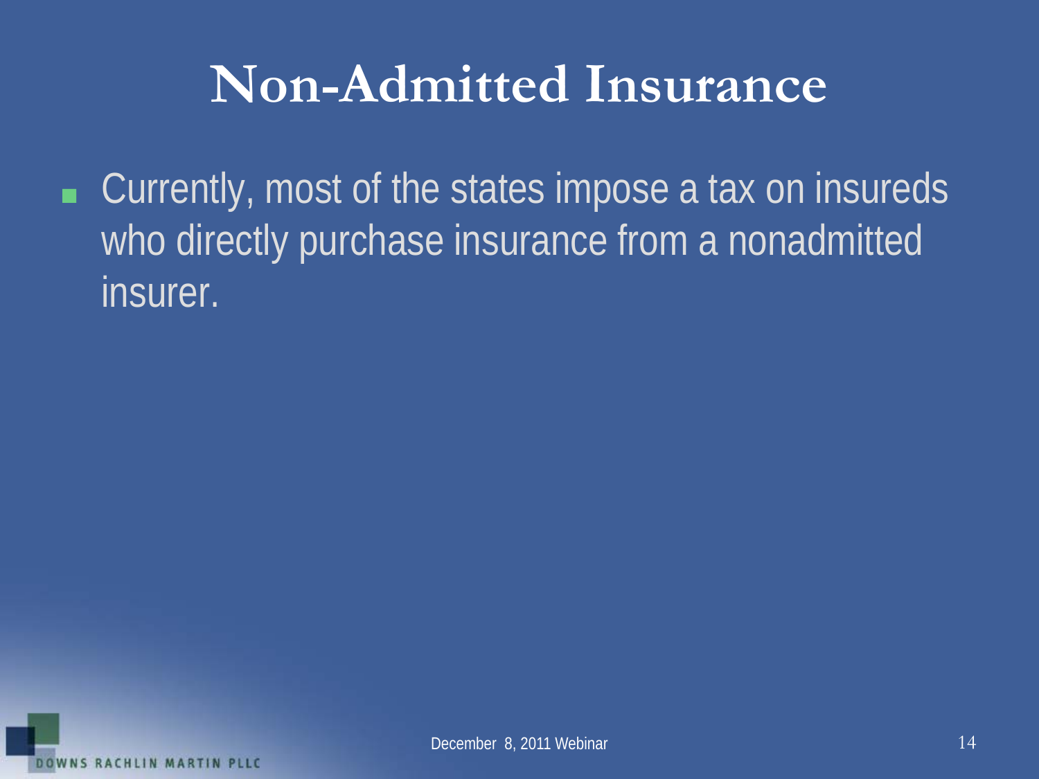# Non-Admitted Insurance

- Currently, most of the states impose a tax on insureds who directly purchase insurance from a nonadmitted insurer.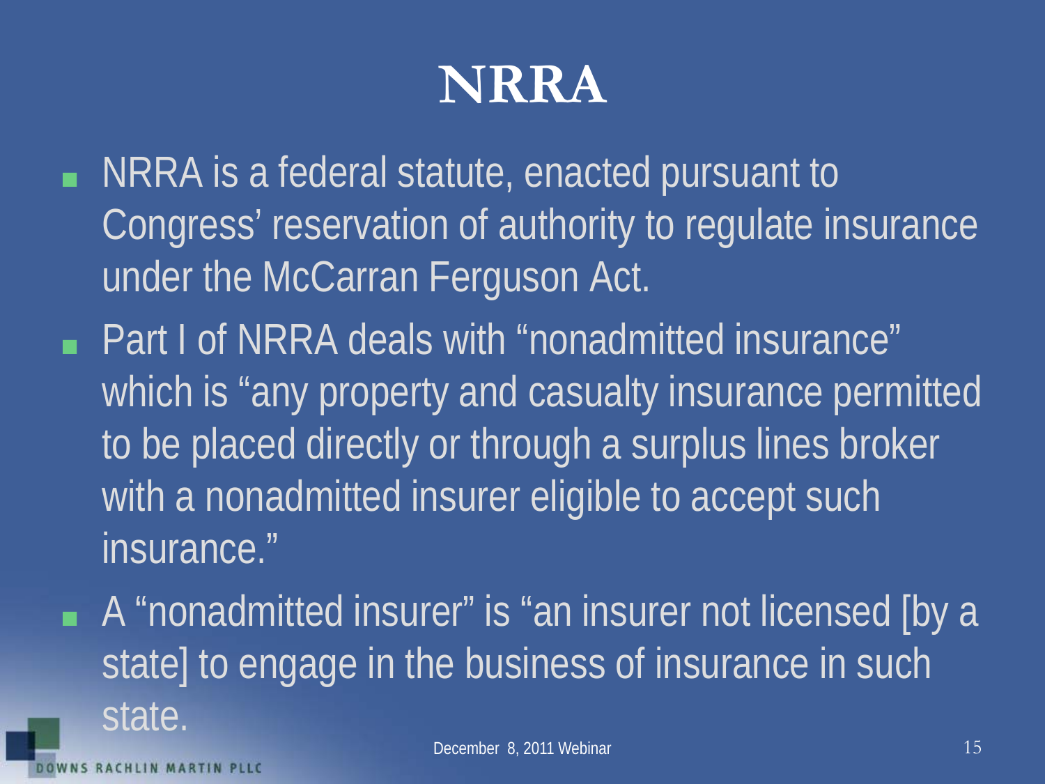# NRRA

- NRRA is a federal statute, enacted pursuant to Congress' reservation of authority to regulate insurance under the McCarran Ferguson Act.
- Part I of NRRA deals with "nonadmitted insurance" which is "any property and casualty insurance permitted to be placed directly or through a surplus lines broker with a nonadmitted insurer eligible to accept such insurance."
- A "nonadmitted insurer" is "an insurer not licensed [by a state] to engage in the business of insurance in such state.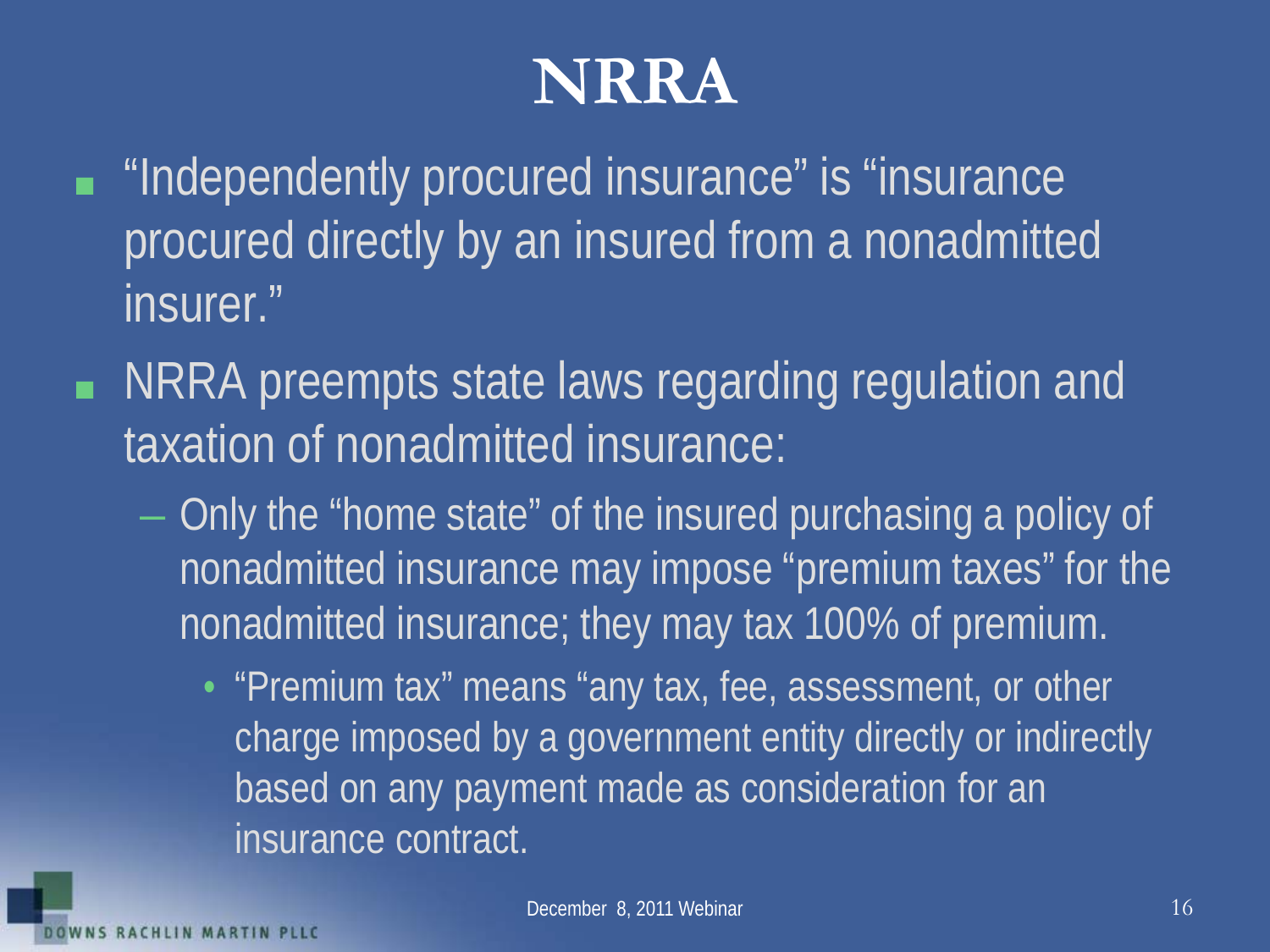# NRRA

- "Independently procured insurance" is "insurance procured directly by an insured from a nonadmitted insurer."
- NRRA preempts state laws regarding regulation and taxation of nonadmitted insurance:
  - Only the "home state" of the insured purchasing a policy of nonadmitted insurance may impose "premium taxes" for the nonadmitted insurance; they may tax 100% of premium.
    - "Premium tax" means "any tax, fee, assessment, or other charge imposed by a government entity directly or indirectly based on any payment made as consideration for an insurance contract.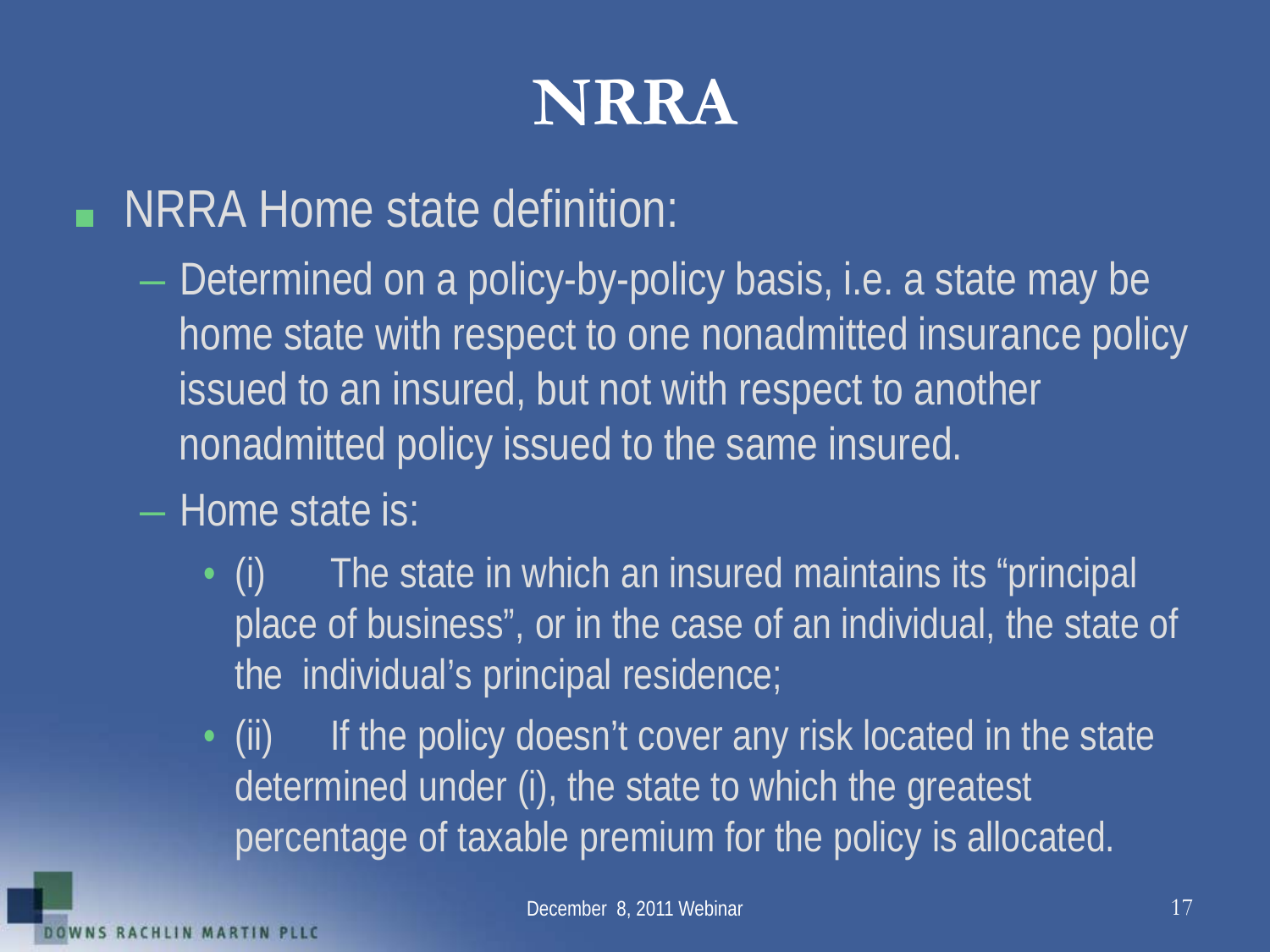# NRRA

- NRRA Home state definition:
  - Determined on a policy-by-policy basis, i.e. a state may be home state with respect to one nonadmitted insurance policy issued to an insured, but not with respect to another nonadmitted policy issued to the same insured.
  - Home state is:
    - (i) The state in which an insured maintains its "principal place of business", or in the case of an individual, the state of the individual's principal residence;
    - (ii) If the policy doesn't cover any risk located in the state determined under (i), the state to which the greatest percentage of taxable premium for the policy is allocated.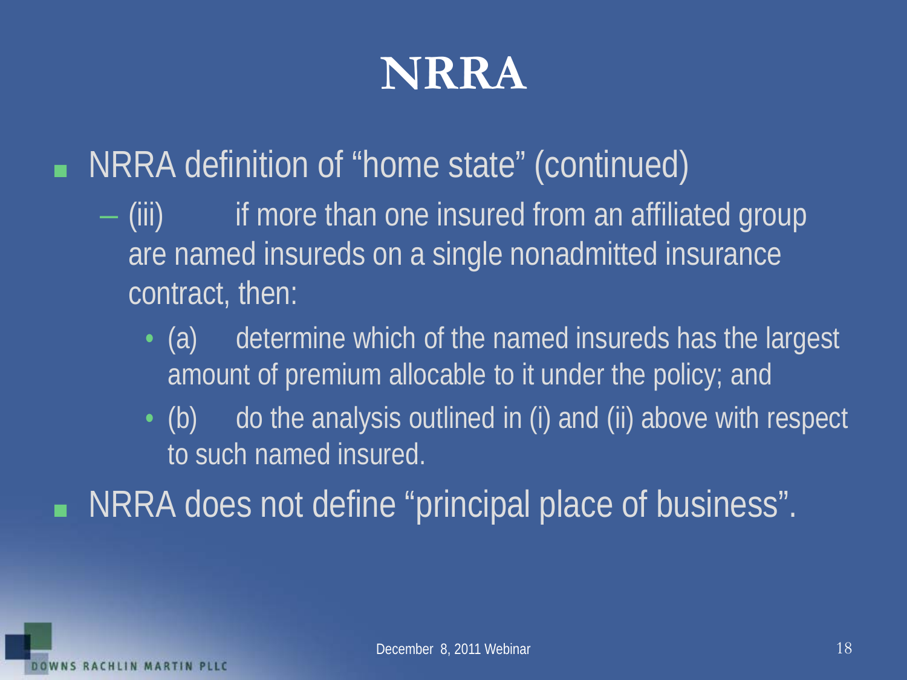# NRRA

- NRRA definition of "home state" (continued)
  - (iii) if more than one insured from an affiliated group are named insureds on a single nonadmitted insurance contract, then:
    - (a) determine which of the named insureds has the largest amount of premium allocable to it under the policy; and
    - (b) do the analysis outlined in (i) and (ii) above with respect to such named insured.
- NRRA does not define "principal place of business".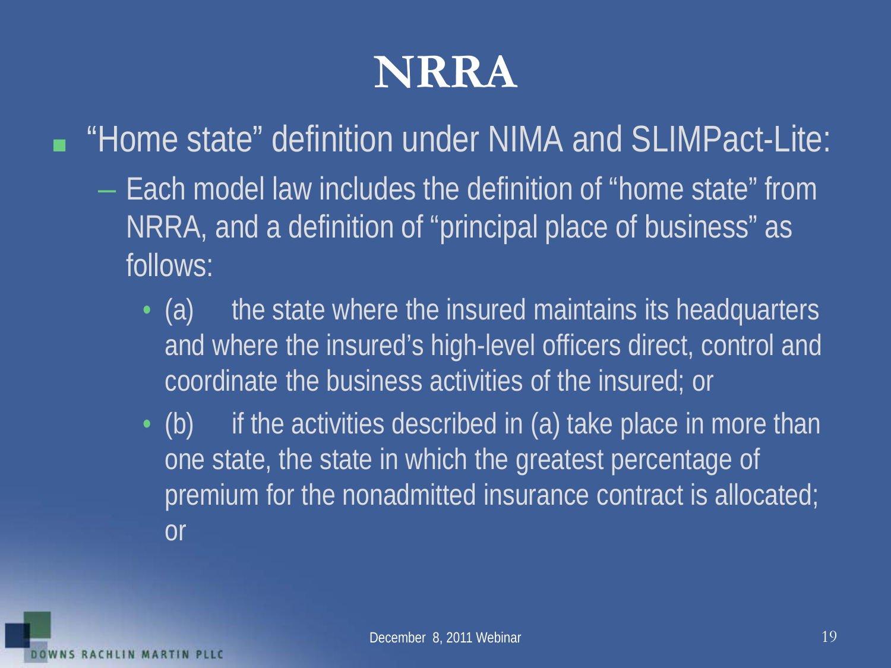# NRRA

- "Home state" definition under NIMA and SLIMPact-Lite:
  - Each model law includes the definition of "home state" from NRRA, and a definition of "principal place of business" as follows:
    - (a) the state where the insured maintains its headquarters and where the insured's high-level officers direct, control and coordinate the business activities of the insured; or
    - (b) if the activities described in (a) take place in more than one state, the state in which the greatest percentage of premium for the nonadmitted insurance contract is allocated; or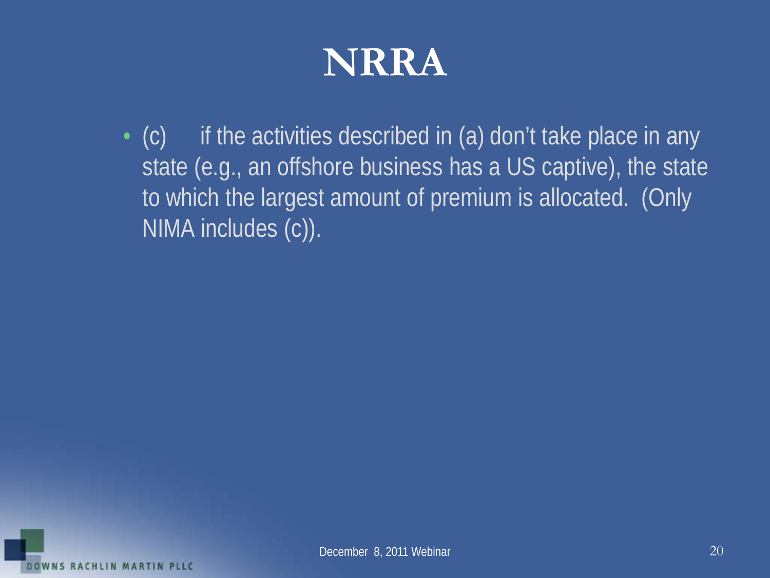# NRRA

- (c) if the activities described in (a) don't take place in any state (e.g., an offshore business has a US captive), the state to which the largest amount of premium is allocated. (Only NIMA includes (c)).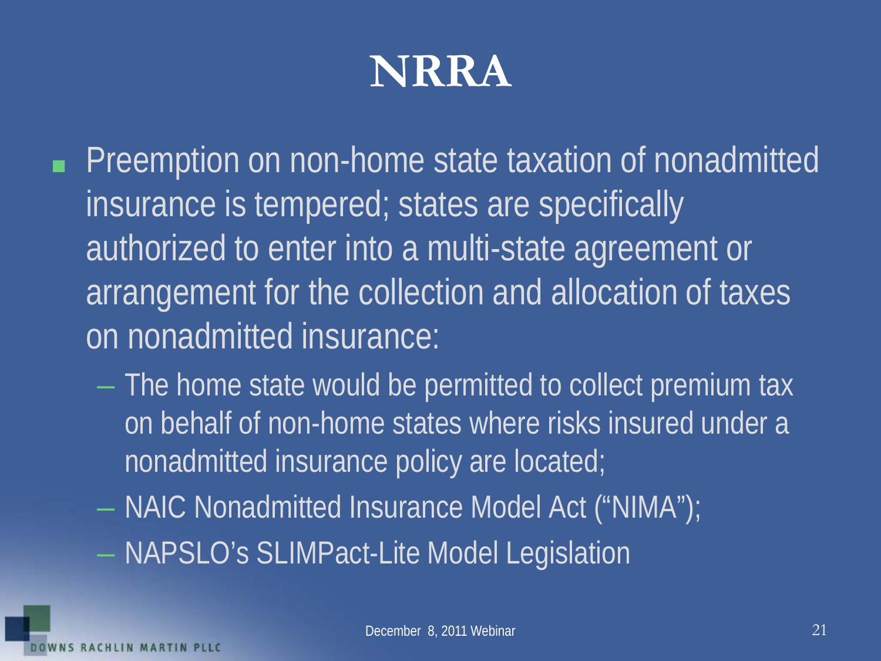# NRRA

- Preemption on non-home state taxation of nonadmitted insurance is tempered; states are specifically authorized to enter into a multi-state agreement or arrangement for the collection and allocation of taxes on nonadmitted insurance:
  - The home state would be permitted to collect premium tax on behalf of non-home states where risks insured under a nonadmitted insurance policy are located;
  - NAIC Nonadmitted Insurance Model Act ("NIMA");
  - NAPSLO's SLIMPact-Lite Model Legislation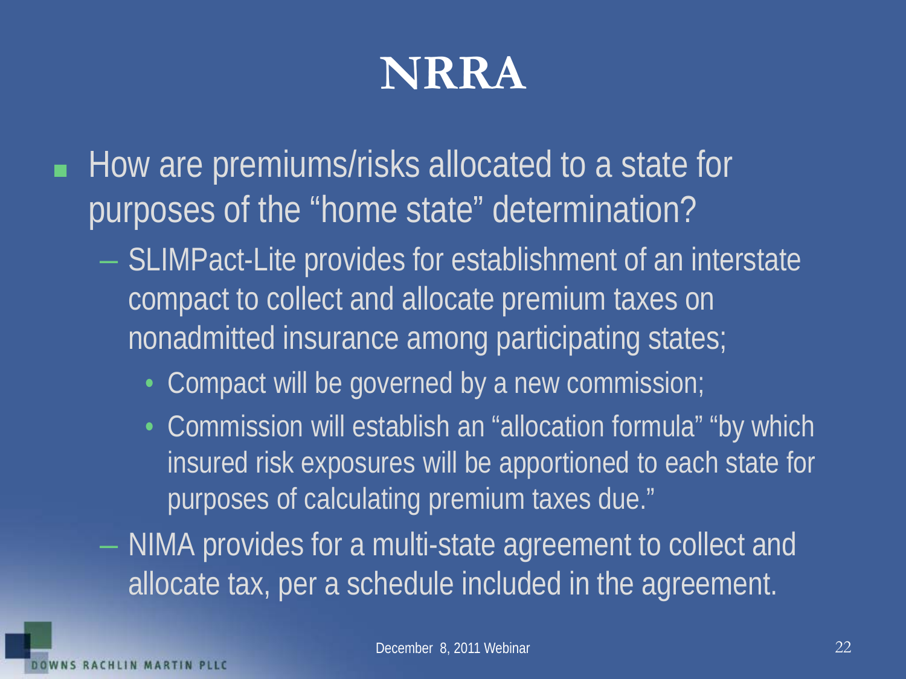# NRRA

- How are premiums/risks allocated to a state for purposes of the “home state” determination?
  - SLIMPact-Lite provides for establishment of an interstate compact to collect and allocate premium taxes on nonadmitted insurance among participating states;
    - Compact will be governed by a new commission;
    - Commission will establish an “allocation formula” “by which insured risk exposures will be apportioned to each state for purposes of calculating premium taxes due.”
  - NIMA provides for a multi-state agreement to collect and allocate tax, per a schedule included in the agreement.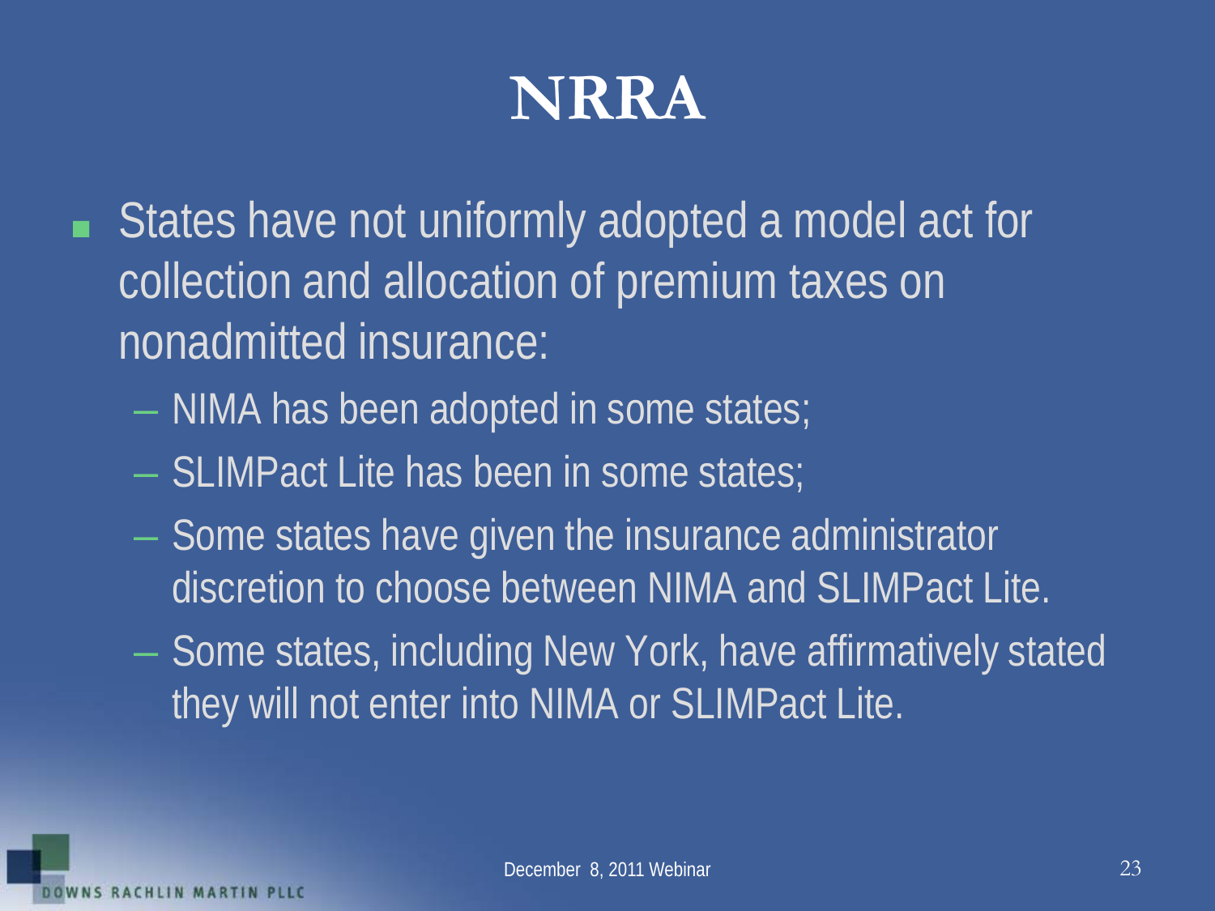# NRRA

- States have not uniformly adopted a model act for collection and allocation of premium taxes on nonadmitted insurance:
  - NIMA has been adopted in some states;
  - SLIMPact Lite has been in some states;
  - Some states have given the insurance administrator discretion to choose between NIMA and SLIMPact Lite.
  - Some states, including New York, have affirmatively stated they will not enter into NIMA or SLIMPact Lite.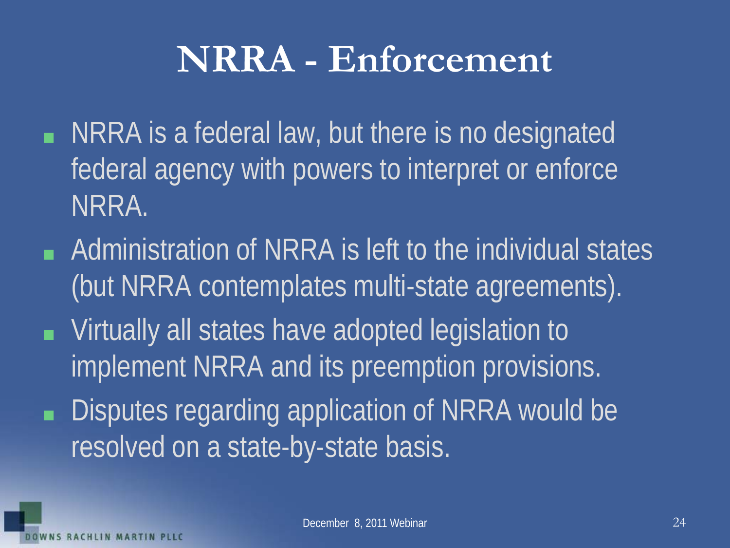# NRRA - Enforcement

- NRRA is a federal law, but there is no designated federal agency with powers to interpret or enforce NRRA.
- Administration of NRRA is left to the individual states (but NRRA contemplates multi-state agreements).
- Virtually all states have adopted legislation to implement NRRA and its preemption provisions.
- Disputes regarding application of NRRA would be resolved on a state-by-state basis.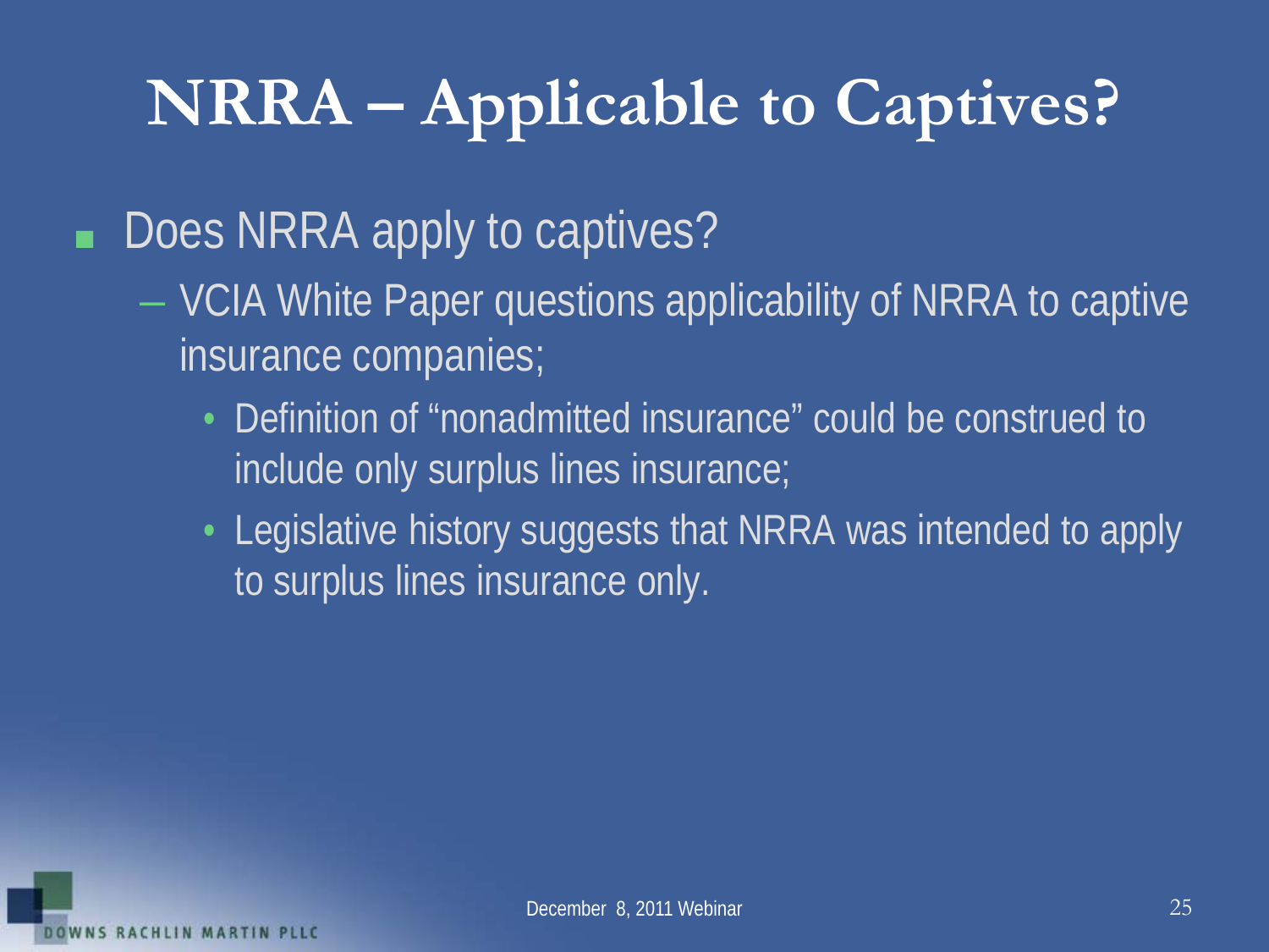# NRRA – Applicable to Captives?

- Does NRRA apply to captives?
  - VCIA White Paper questions applicability of NRRA to captive insurance companies;
    - Definition of "nonadmitted insurance" could be construed to include only surplus lines insurance;
    - Legislative history suggests that NRRA was intended to apply to surplus lines insurance only.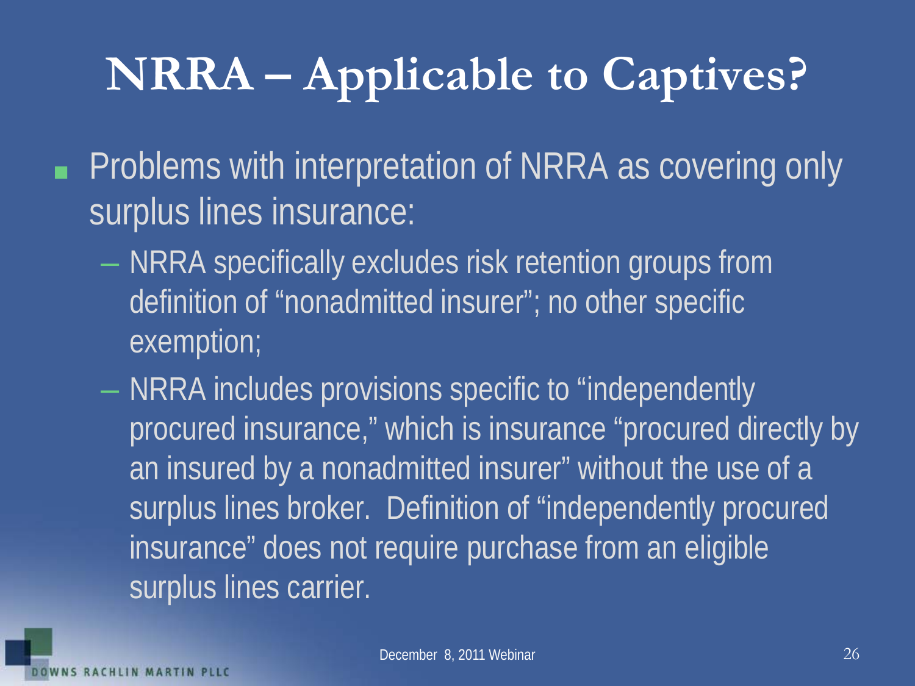# NRRA – Applicable to Captives?

- Problems with interpretation of NRRA as covering only surplus lines insurance:
  - NRRA specifically excludes risk retention groups from definition of "nonadmitted insurer"; no other specific exemption;
  - NRRA includes provisions specific to "independently procured insurance," which is insurance "procured directly by an insured by a nonadmitted insurer" without the use of a surplus lines broker. Definition of "independently procured insurance" does not require purchase from an eligible surplus lines carrier.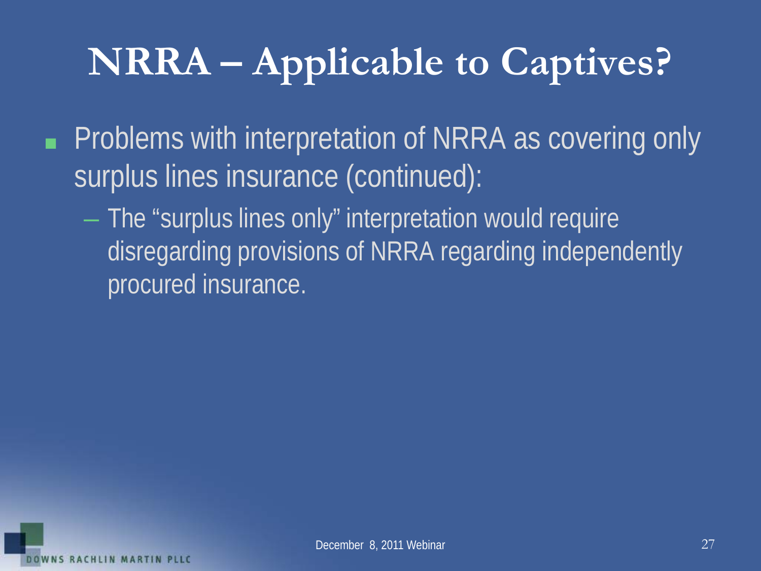# NRRA – Applicable to Captives?

- Problems with interpretation of NRRA as covering only surplus lines insurance (continued):
  - The "surplus lines only" interpretation would require disregarding provisions of NRRA regarding independently procured insurance.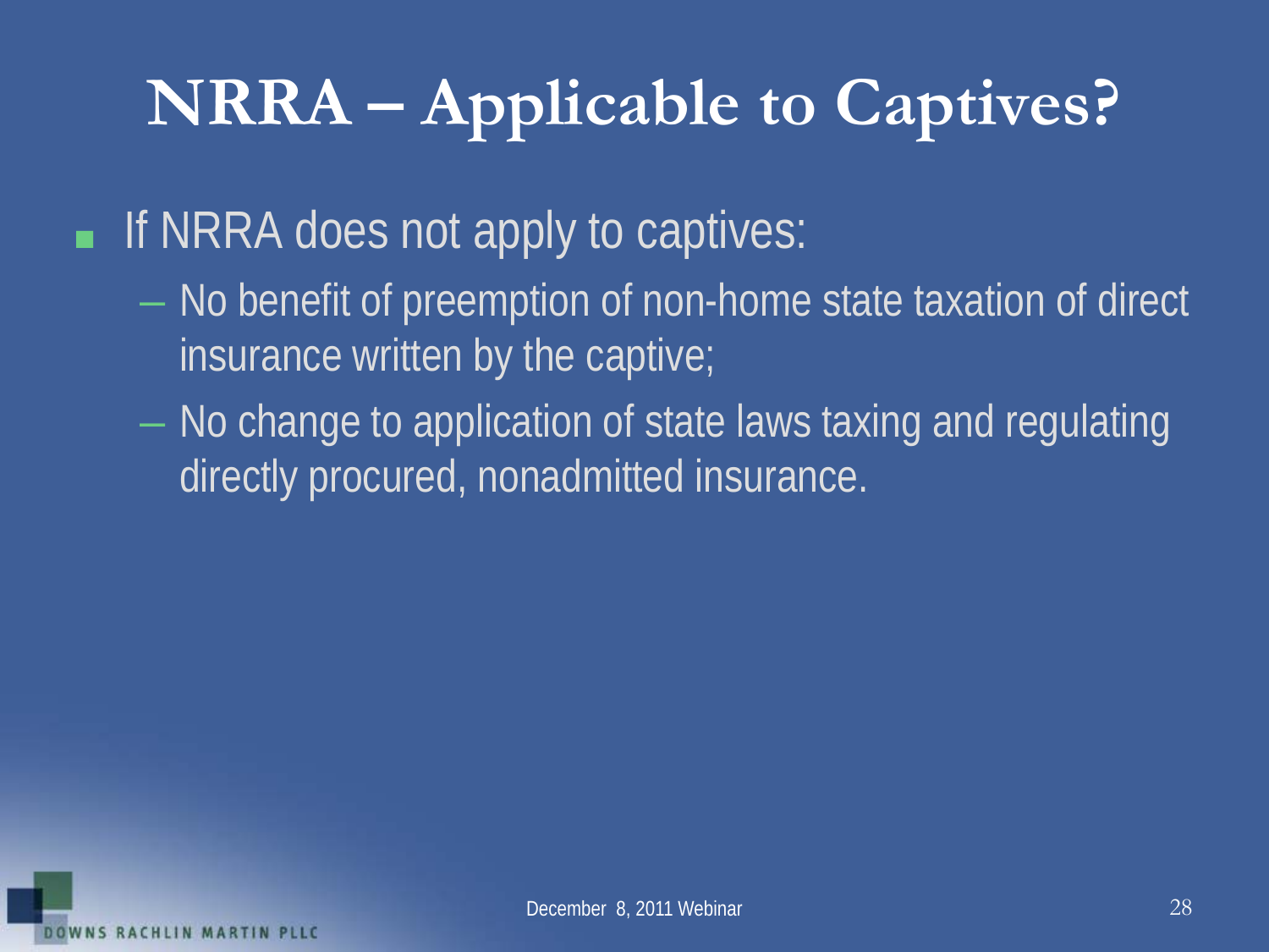# NRRA – Applicable to Captives?

- If NRRA does not apply to captives:
  - No benefit of preemption of non-home state taxation of direct insurance written by the captive;
  - No change to application of state laws taxing and regulating directly procured, nonadmitted insurance.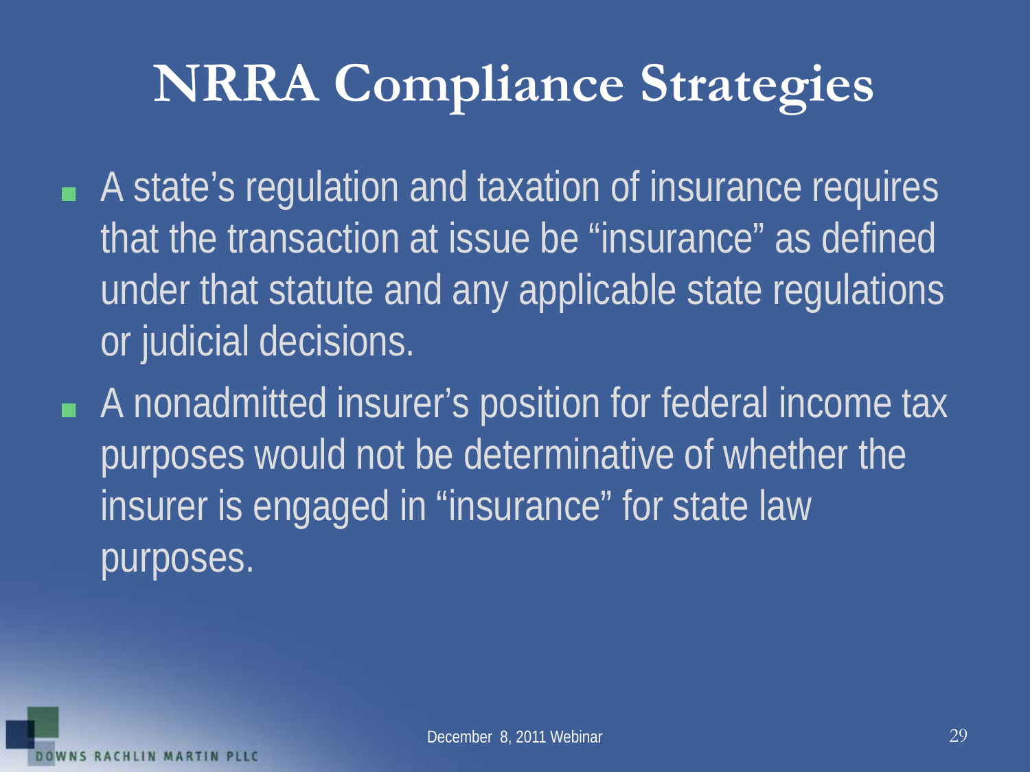# NRRA Compliance Strategies

- A state's regulation and taxation of insurance requires that the transaction at issue be "insurance" as defined under that statute and any applicable state regulations or judicial decisions.
- A nonadmitted insurer's position for federal income tax purposes would not be determinative of whether the insurer is engaged in "insurance" for state law purposes.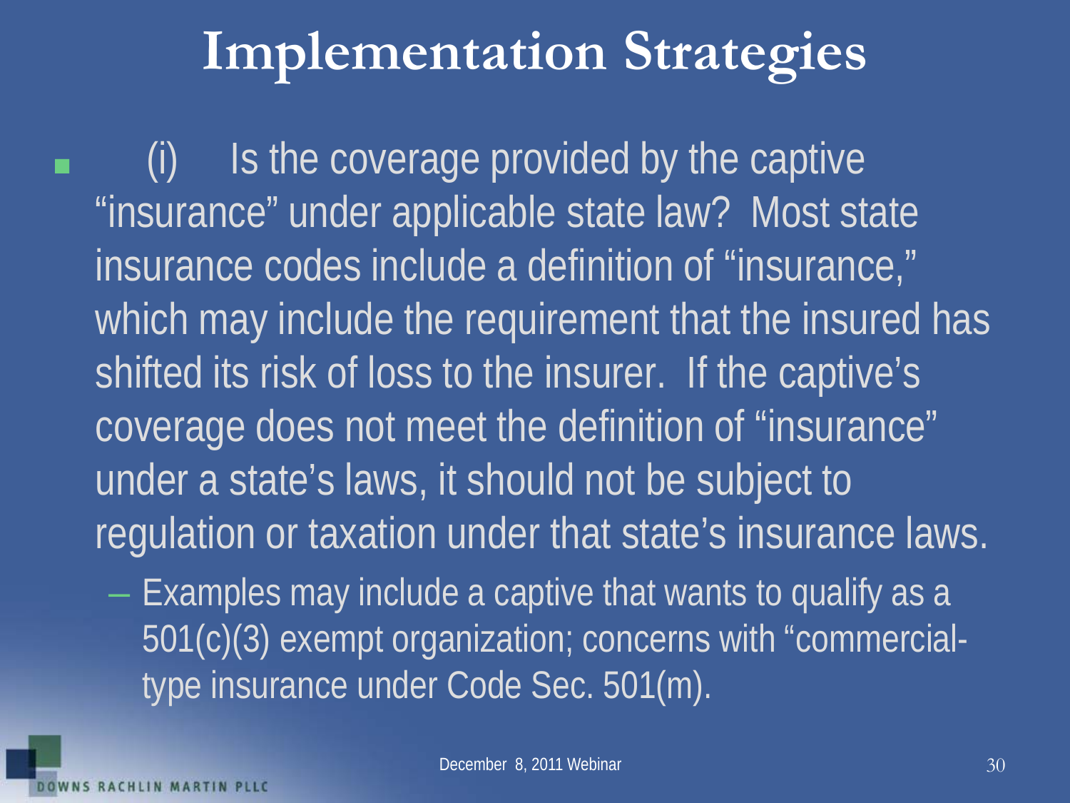# Implementation Strategies

- (i) Is the coverage provided by the captive "insurance" under applicable state law? Most state insurance codes include a definition of "insurance," which may include the requirement that the insured has shifted its risk of loss to the insurer. If the captive's coverage does not meet the definition of "insurance" under a state's laws, it should not be subject to regulation or taxation under that state's insurance laws.
  - Examples may include a captive that wants to qualify as a 501(c)(3) exempt organization; concerns with "commercial-type insurance under Code Sec. 501(m).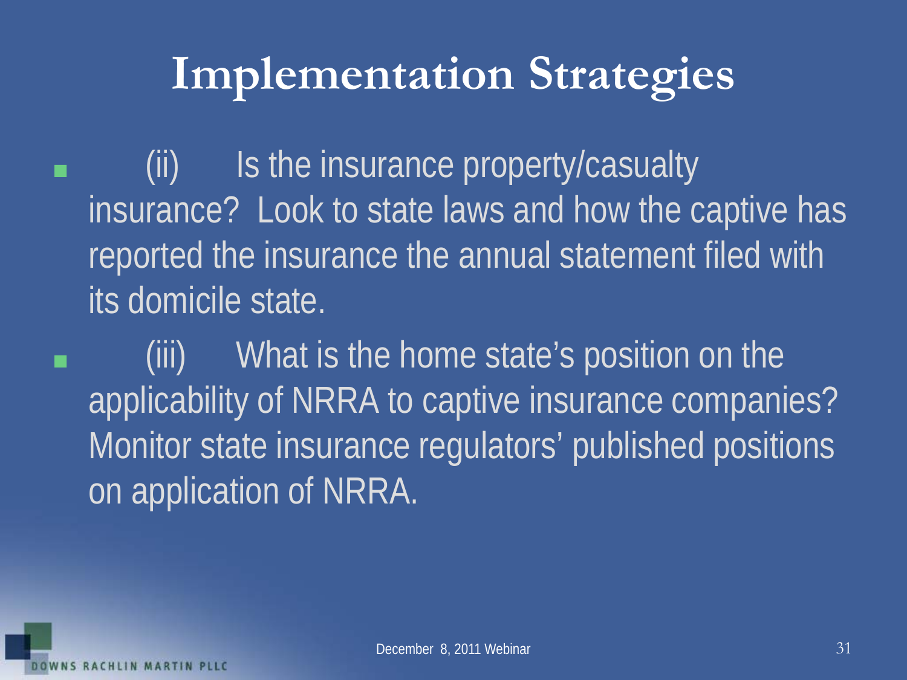# Implementation Strategies

- (ii) Is the insurance property/casualty insurance? Look to state laws and how the captive has reported the insurance the annual statement filed with its domicile state.
- (iii) What is the home state's position on the applicability of NRRA to captive insurance companies? Monitor state insurance regulators' published positions on application of NRRA.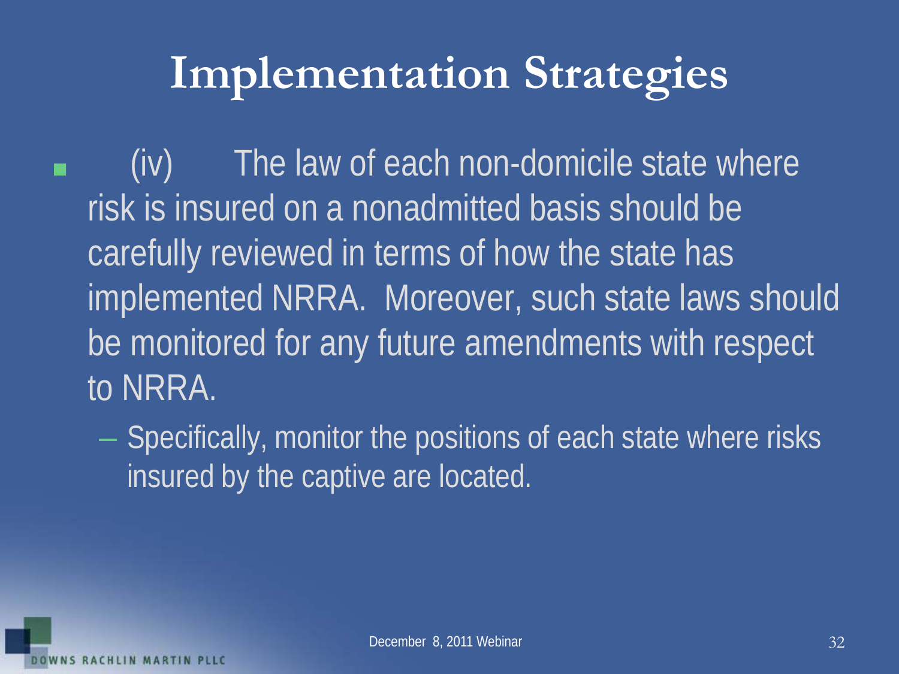# Implementation Strategies

- (iv) The law of each non-domicile state where risk is insured on a nonadmitted basis should be carefully reviewed in terms of how the state has implemented NRRA. Moreover, such state laws should be monitored for any future amendments with respect to NRRA.
  - Specifically, monitor the positions of each state where risks insured by the captive are located.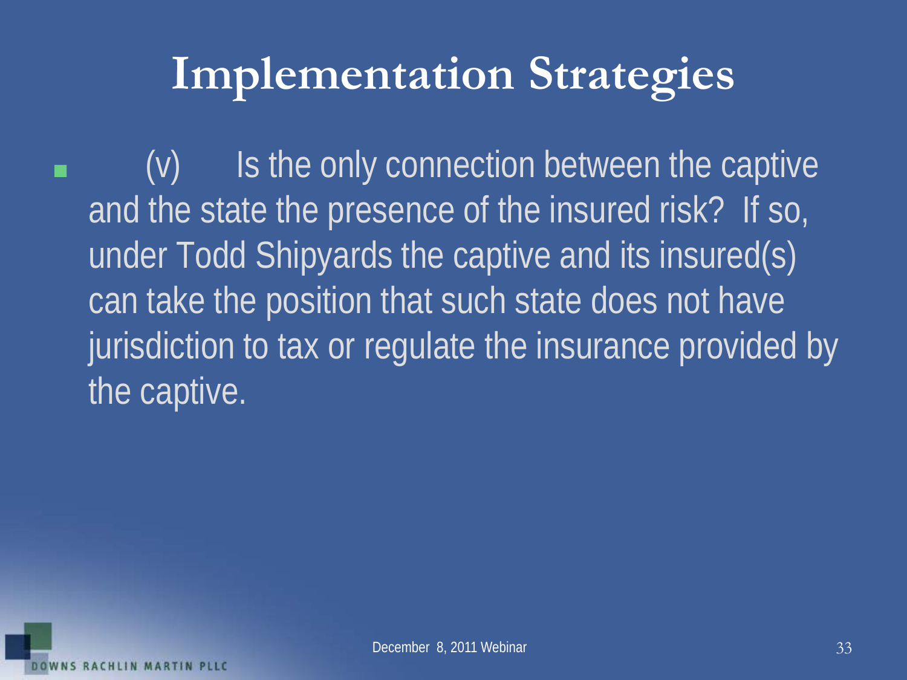# Implementation Strategies

- (v) Is the only connection between the captive and the state the presence of the insured risk? If so, under Todd Shipyards the captive and its insured(s) can take the position that such state does not have jurisdiction to tax or regulate the insurance provided by the captive.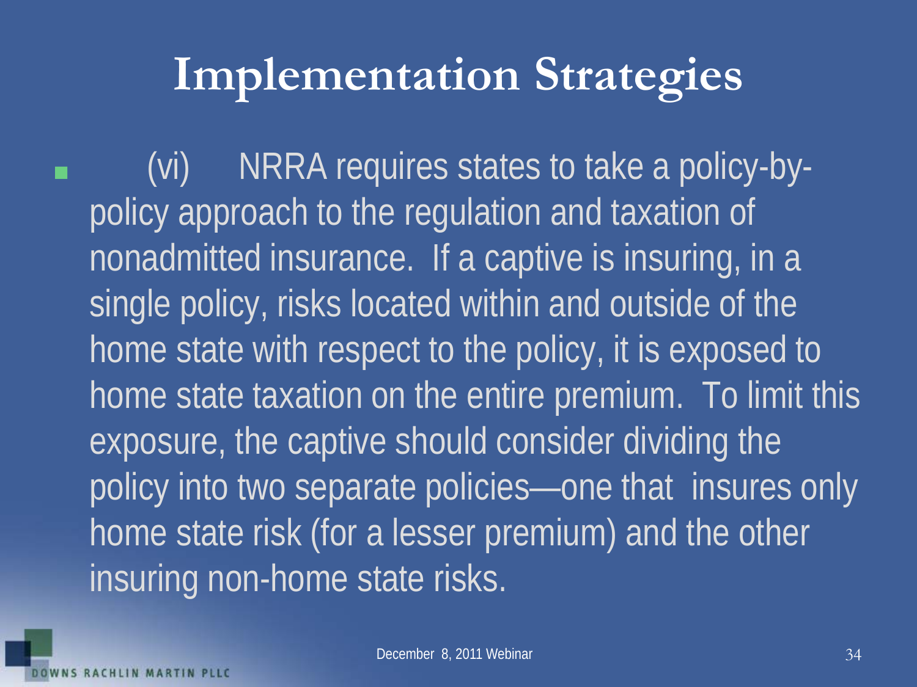# Implementation Strategies

- (vi) NRRA requires states to take a policy-by-policy approach to the regulation and taxation of nonadmitted insurance. If a captive is insuring, in a single policy, risks located within and outside of the home state with respect to the policy, it is exposed to home state taxation on the entire premium. To limit this exposure, the captive should consider dividing the policy into two separate policies—one that insures only home state risk (for a lesser premium) and the other insuring non-home state risks.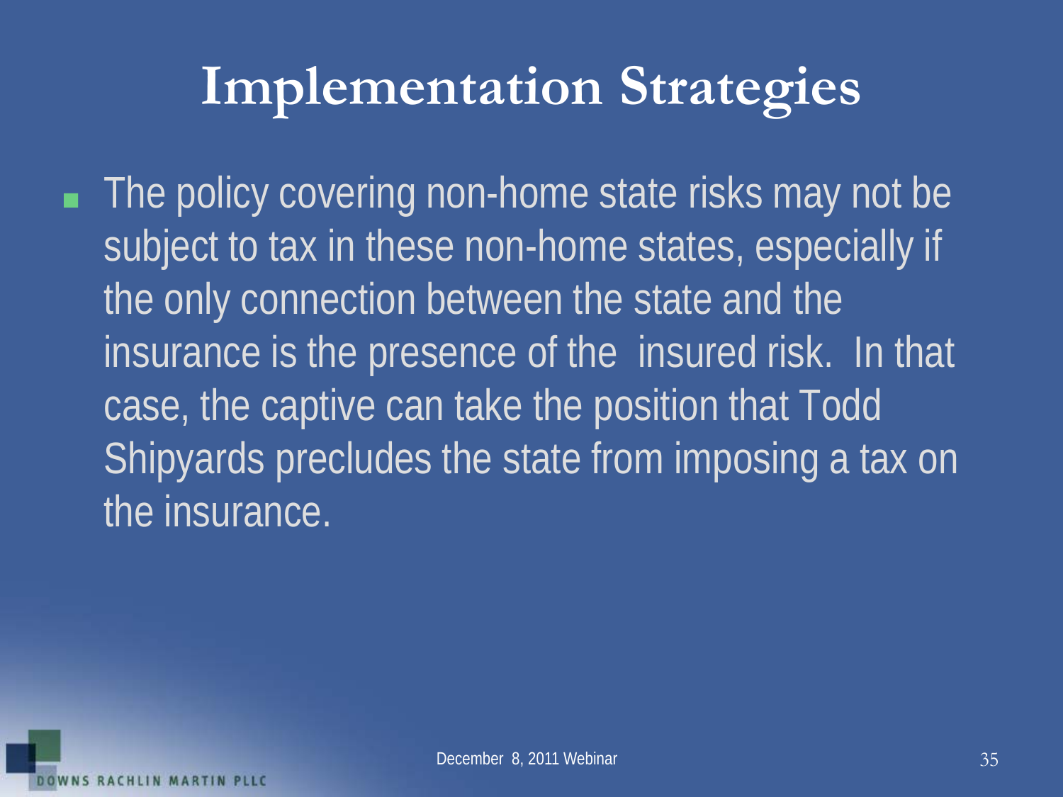# Implementation Strategies

- The policy covering non-home state risks may not be subject to tax in these non-home states, especially if the only connection between the state and the insurance is the presence of the insured risk. In that case, the captive can take the position that Todd Shipyards precludes the state from imposing a tax on the insurance.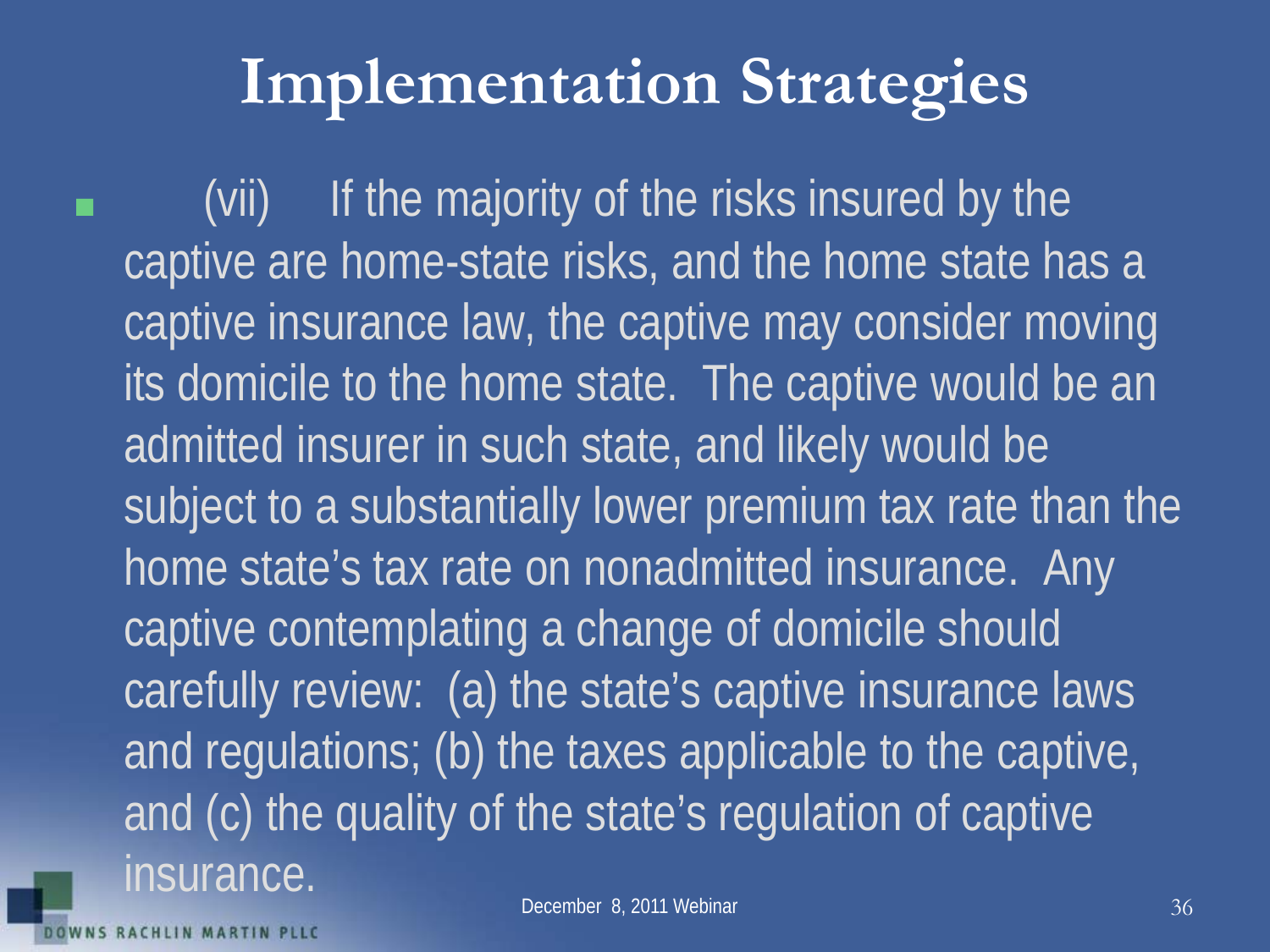# Implementation Strategies

- (vii) If the majority of the risks insured by the captive are home-state risks, and the home state has a captive insurance law, the captive may consider moving its domicile to the home state. The captive would be an admitted insurer in such state, and likely would be subject to a substantially lower premium tax rate than the home state's tax rate on nonadmitted insurance. Any captive contemplating a change of domicile should carefully review: (a) the state's captive insurance laws and regulations; (b) the taxes applicable to the captive, and (c) the quality of the state's regulation of captive insurance.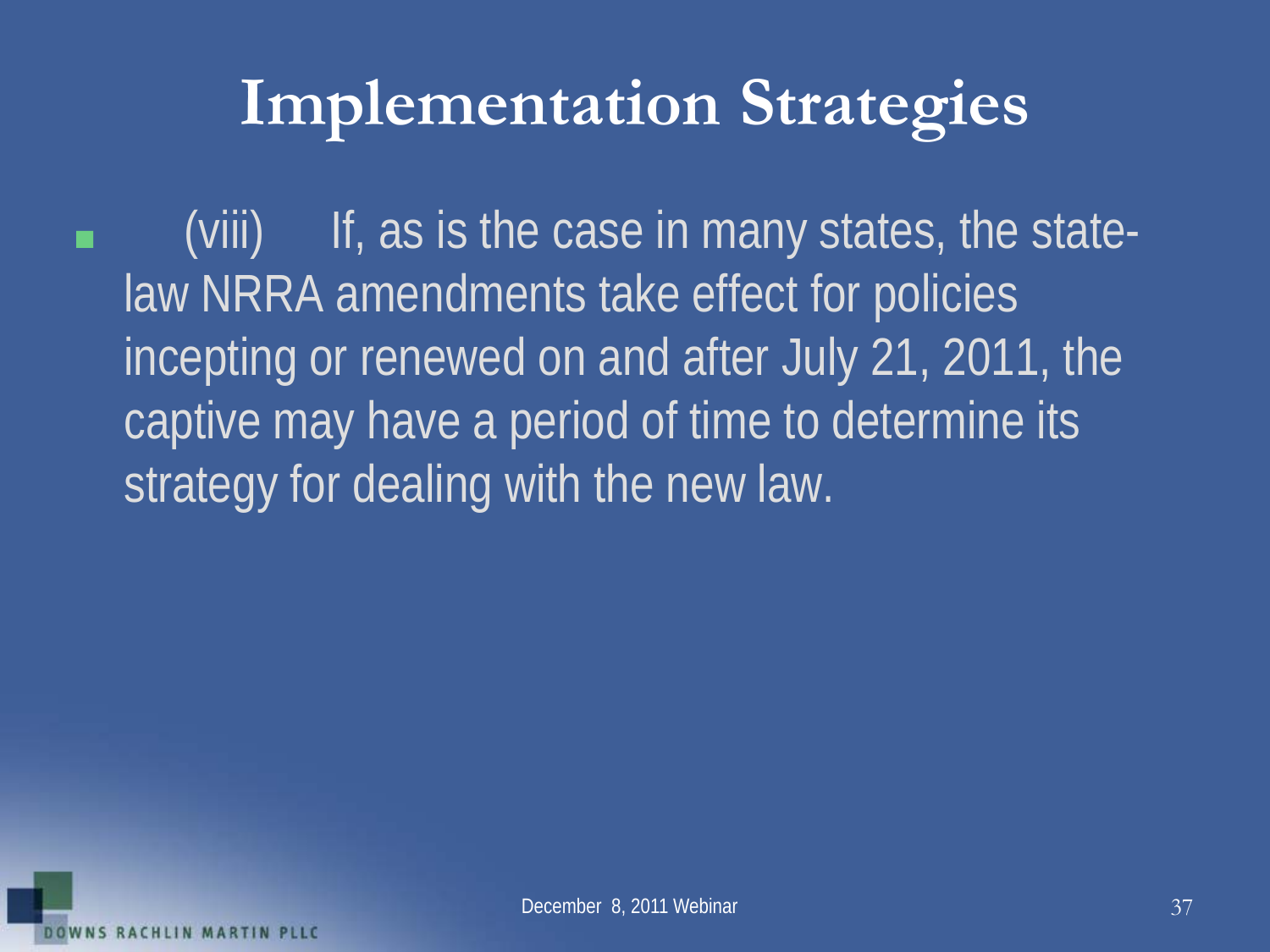# Implementation Strategies

- (viii) If, as is the case in many states, the state-law NRRA amendments take effect for policies incepting or renewed on and after July 21, 2011, the captive may have a period of time to determine its strategy for dealing with the new law.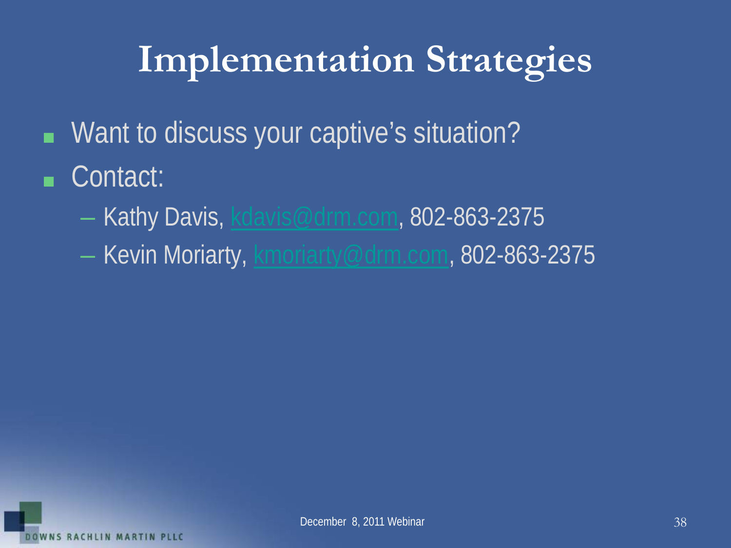# Implementation Strategies

- Want to discuss your captive's situation?
- Contact:
  - Kathy Davis, kdavis@drm.com, 802-863-2375
  - Kevin Moriarty, kmoriarty@drm.com, 802-863-2375